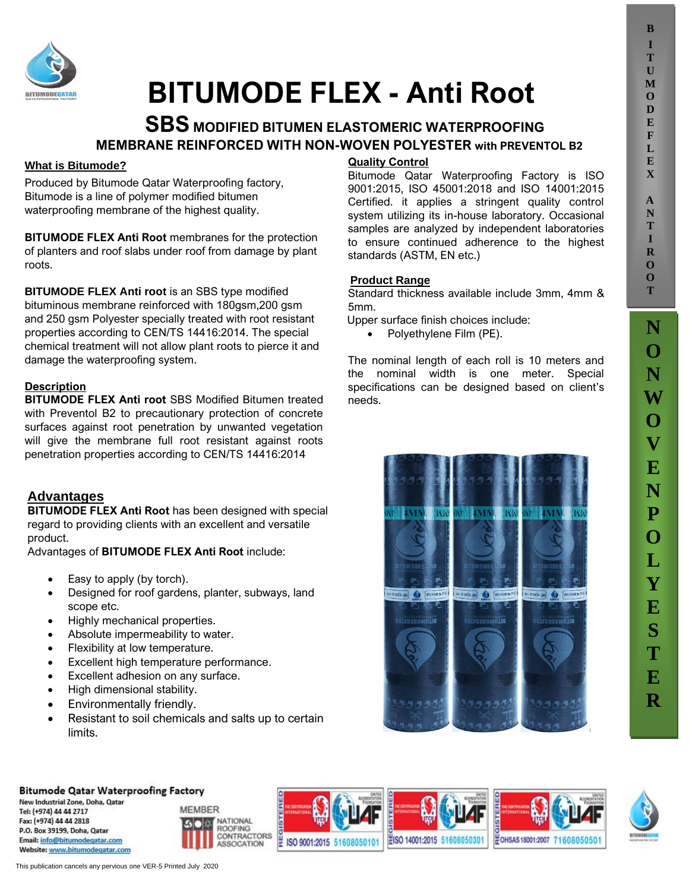# BITUMODE FLEX - Anti Root

## SBS MODIFIED BITUMEN ELASTOMERIC WATERPROOFING MEMBRANE REINFORCED WITH NON-WOVEN POLYESTER with PREVENTOL B2

**What is Bitumode?**

Produced by Bitumode Qatar Waterproofing factory, Bitumode is a line of polymer modified bitumen waterproofing membrane of the highest quality.

**BITUMODE FLEX Anti Root** membranes for the protection of planters and roof slabs under roof from damage by plant roots.

**BITUMODE FLEX Anti root** is an SBS type modified bituminous membrane reinforced with 180gsm,200 gsm and 250 gsm Polyester specially treated with root resistant properties according to CEN/TS 14416:2014. The special chemical treatment will not allow plant roots to pierce it and damage the waterproofing system.

**Description**

**BITUMODE FLEX Anti root** SBS Modified Bitumen treated with Preventol B2 to precautionary protection of concrete surfaces against root penetration by unwanted vegetation will give the membrane full root resistant against roots penetration properties according to CEN/TS 14416:2014

**Advantages**

**BITUMODE FLEX Anti Root** has been designed with special regard to providing clients with an excellent and versatile product.

Advantages of **BITUMODE FLEX Anti Root** include:

- Easy to apply (by torch).
- Designed for roof gardens, planter, subways, land scope etc.
- Highly mechanical properties.
- Absolute impermeability to water.
- Flexibility at low temperature.
- Excellent high temperature performance.
- Excellent adhesion on any surface.
- High dimensional stability.
- Environmentally friendly.
- Resistant to soil chemicals and salts up to certain limits.

**Quality Control**

Bitumode Qatar Waterproofing Factory is ISO 9001:2015, ISO 45001:2018 and ISO 14001:2015 Certified. it applies a stringent quality control system utilizing its in-house laboratory. Occasional samples are analyzed by independent laboratories to ensure continued adherence to the highest standards (ASTM, EN etc.)

**Product Range**

Standard thickness available include 3mm, 4mm & 5mm.

Upper surface finish choices include:

- Polyethylene Film (PE).

The nominal length of each roll is 10 meters and the nominal width is one meter. Special specifications can be designed based on client's needs.

BITUMODE FLEX ANTI ROOT

NON WOVEN POLYESTER

**Bitumode Qatar Waterproofing Factory**
New Industrial Zone, Doha, Qatar
Tel: (+974) 44 44 2717
Fax: (+974) 44 44 2818
P.O. Box 39199, Doha, Qatar
Email: info@bitumodeqatar.com
Website: www.bitumodeqatar.com

MEMBER NATIONAL ROOFING CONTRACTORS ASSOCATION

ISO 9001:2015 51608050101 | ISO 14001:2015 51608050301 | OHSAS 18001:2007 71608050501

This publication cancels any pervious one VER-5 Printed July 2020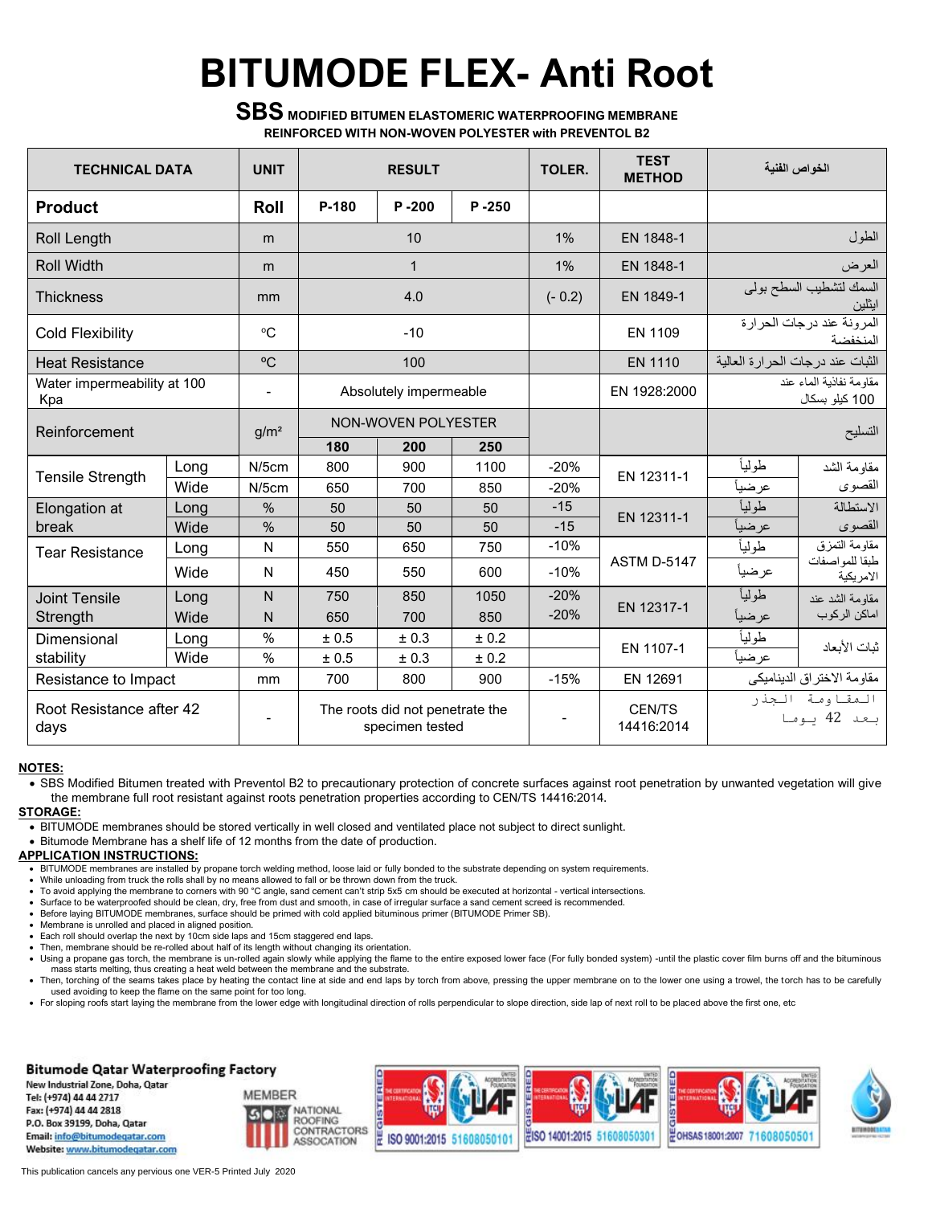# BITUMODE FLEX- Anti Root

**SBS MODIFIED BITUMEN ELASTOMERIC WATERPROOFING MEMBRANE**
**REINFORCED WITH NON-WOVEN POLYESTER with PREVENTOL B2**

| TECHNICAL DATA | | UNIT | RESULT | | | TOLER. | TEST METHOD | الخواص الفنية | |
|---|---|---|---|---|---|---|---|---|---|
| **Product** | | **Roll** | P-180 | P -200 | P -250 | | | | |
| Roll Length | | m | 10 | | | 1% | EN 1848-1 | الطول | |
| Roll Width | | m | 1 | | | 1% | EN 1848-1 | العرض | |
| Thickness | | mm | 4.0 | | | (- 0.2) | EN 1849-1 | السمك لتشطيب السطح بولى ايثلين | |
| Cold Flexibility | | °C | -10 | | | | EN 1109 | المرونة عند درجات الحرارة المنخفضة | |
| Heat Resistance | | ºC | 100 | | | | EN 1110 | الثبات عند درجات الحرارة العالية | |
| Water impermeability at 100 Kpa | | - | Absolutely impermeable | | | | EN 1928:2000 | مقاومة نفاذية الماء عند 100 كيلو بسكال | |
| Reinforcement | | g/m² | NON-WOVEN POLYESTER | | | | | التسليح | |
| | | | 180 | 200 | 250 | | | | |
| Tensile Strength | Long | N/5cm | 800 | 900 | 1100 | -20% | EN 12311-1 | طولياً | مقاومة الشد القصوى |
| | Wide | N/5cm | 650 | 700 | 850 | -20% | | عرضياً | |
| Elongation at break | Long | % | 50 | 50 | 50 | -15 | EN 12311-1 | طولياً | الاستطالة القصوى |
| | Wide | % | 50 | 50 | 50 | -15 | | عرضياً | |
| Tear Resistance | Long | N | 550 | 650 | 750 | -10% | ASTM D-5147 | طولياً | مقاومة التمزق طبقا للمواصفات الامريكية |
| | Wide | N | 450 | 550 | 600 | -10% | | عرضياً | |
| Joint Tensile Strength | Long | N | 750 | 850 | 1050 | -20% | EN 12317-1 | طولياً | مقاومة الشد عند اماكن الركوب |
| | Wide | N | 650 | 700 | 850 | -20% | | عرضياً | |
| Dimensional stability | Long | % | ± 0.5 | ± 0.3 | ± 0.2 | | EN 1107-1 | طولياً | ثبات الأبعاد |
| | Wide | % | ± 0.5 | ± 0.3 | ± 0.2 | | | عرضياً | |
| Resistance to Impact | | mm | 700 | 800 | 900 | -15% | EN 12691 | مقاومة الاختراق الديناميكى | |
| Root Resistance after 42 days | | - | The roots did not penetrate the specimen tested | | | - | CEN/TS 14416:2014 | المقاومة الجذر بعد 42 يوما | |

**NOTES:**

- SBS Modified Bitumen treated with Preventol B2 to precautionary protection of concrete surfaces against root penetration by unwanted vegetation will give the membrane full root resistant against roots penetration properties according to CEN/TS 14416:2014.

**STORAGE:**

- BITUMODE membranes should be stored vertically in well closed and ventilated place not subject to direct sunlight.
- Bitumode Membrane has a shelf life of 12 months from the date of production.

**APPLICATION INSTRUCTIONS:**

- BITUMODE membranes are installed by propane torch welding method, loose laid or fully bonded to the substrate depending on system requirements.
- While unloading from truck the rolls shall by no means allowed to fall or be thrown down from the truck.
- To avoid applying the membrane to corners with 90 °C angle, sand cement can't strip 5x5 cm should be executed at horizontal - vertical intersections.
- Surface to be waterproofed should be clean, dry, free from dust and smooth, in case of irregular surface a sand cement screed is recommended.
- Before laying BITUMODE membranes, surface should be primed with cold applied bituminous primer (BITUMODE Primer SB).
- Membrane is unrolled and placed in aligned position.
- Each roll should overlap the next by 10cm side laps and 15cm staggered end laps.
- Then, membrane should be re-rolled about half of its length without changing its orientation.
- Using a propane gas torch, the membrane is un-rolled again slowly while applying the flame to the entire exposed lower face (For fully bonded system) -until the plastic cover film burns off and the bituminous mass starts melting, thus creating a heat weld between the membrane and the substrate.
- Then, torching of the seams takes place by heating the contact line at side and end laps by torch from above, pressing the upper membrane on to the lower one using a trowel, the torch has to be carefully used avoiding to keep the flame on the same point for too long.
- For sloping roofs start laying the membrane from the lower edge with longitudinal direction of rolls perpendicular to slope direction, side lap of next roll to be placed above the first one, etc

**Bitumode Qatar Waterproofing Factory**
New Industrial Zone, Doha, Qatar
Tel: (+974) 44 44 2717
Fax: (+974) 44 44 2818
P.O. Box 39199, Doha, Qatar
Email: info@bitumodeqatar.com
Website: www.bitumodeqatar.com

MEMBER NATIONAL ROOFING CONTRACTORS ASSOCATION

ISO 9001:2015 51608050101
ISO 14001:2015 51608050301
OHSAS 18001:2007 71608050501

This publication cancels any pervious one VER-5 Printed July 2020